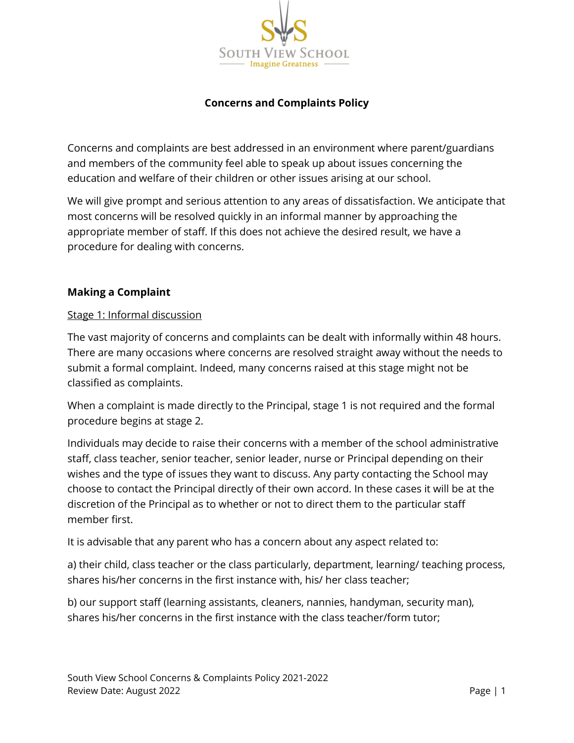# Concerns and Complaints Policy

Concerns and complaints are best addressed in an environment where parent/guardians and members of the community feel able to speak up about issues concerning the education and welfare of their children or other issues arising at our school.

We will give prompt and serious attention to any areas of dissatisfaction. We anticipate that most concerns will be resolved quickly in an informal manner by approaching the appropriate member of staff. If this does not achieve the desired result, we have a procedure for dealing with concerns.

## Making a Complaint

### Stage 1: Informal discussion

The vast majority of concerns and complaints can be dealt with informally within 48 hours. There are many occasions where concerns are resolved straight away without the needs to submit a formal complaint. Indeed, many concerns raised at this stage might not be classified as complaints.

When a complaint is made directly to the Principal, stage 1 is not required and the formal procedure begins at stage 2.

Individuals may decide to raise their concerns with a member of the school administrative staff, class teacher, senior teacher, senior leader, nurse or Principal depending on their wishes and the type of issues they want to discuss. Any party contacting the School may choose to contact the Principal directly of their own accord. In these cases it will be at the discretion of the Principal as to whether or not to direct them to the particular staff member first.

It is advisable that any parent who has a concern about any aspect related to:

a) their child, class teacher or the class particularly, department, learning/ teaching process, shares his/her concerns in the first instance with, his/ her class teacher;

b) our support staff (learning assistants, cleaners, nannies, handyman, security man), shares his/her concerns in the first instance with the class teacher/form tutor;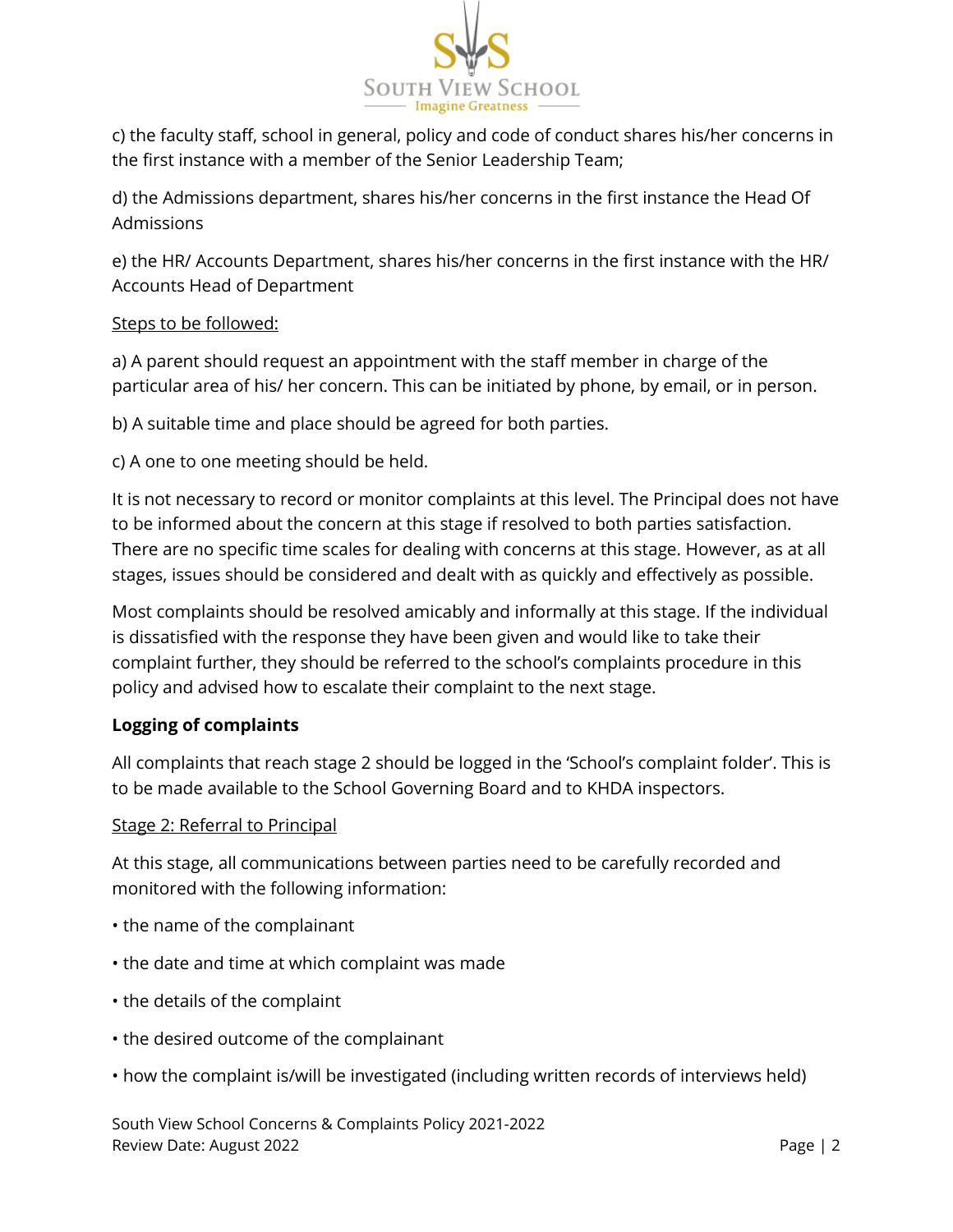c) the faculty staff, school in general, policy and code of conduct shares his/her concerns in the first instance with a member of the Senior Leadership Team;

d) the Admissions department, shares his/her concerns in the first instance the Head Of Admissions

e) the HR/ Accounts Department, shares his/her concerns in the first instance with the HR/ Accounts Head of Department

Steps to be followed:

a) A parent should request an appointment with the staff member in charge of the particular area of his/ her concern. This can be initiated by phone, by email, or in person.

b) A suitable time and place should be agreed for both parties.

c) A one to one meeting should be held.

It is not necessary to record or monitor complaints at this level. The Principal does not have to be informed about the concern at this stage if resolved to both parties satisfaction. There are no specific time scales for dealing with concerns at this stage. However, as at all stages, issues should be considered and dealt with as quickly and effectively as possible.

Most complaints should be resolved amicably and informally at this stage. If the individual is dissatisfied with the response they have been given and would like to take their complaint further, they should be referred to the school's complaints procedure in this policy and advised how to escalate their complaint to the next stage.

**Logging of complaints**

All complaints that reach stage 2 should be logged in the 'School's complaint folder'. This is to be made available to the School Governing Board and to KHDA inspectors.

Stage 2: Referral to Principal

At this stage, all communications between parties need to be carefully recorded and monitored with the following information:

- the name of the complainant
- the date and time at which complaint was made
- the details of the complaint
- the desired outcome of the complainant
- how the complaint is/will be investigated (including written records of interviews held)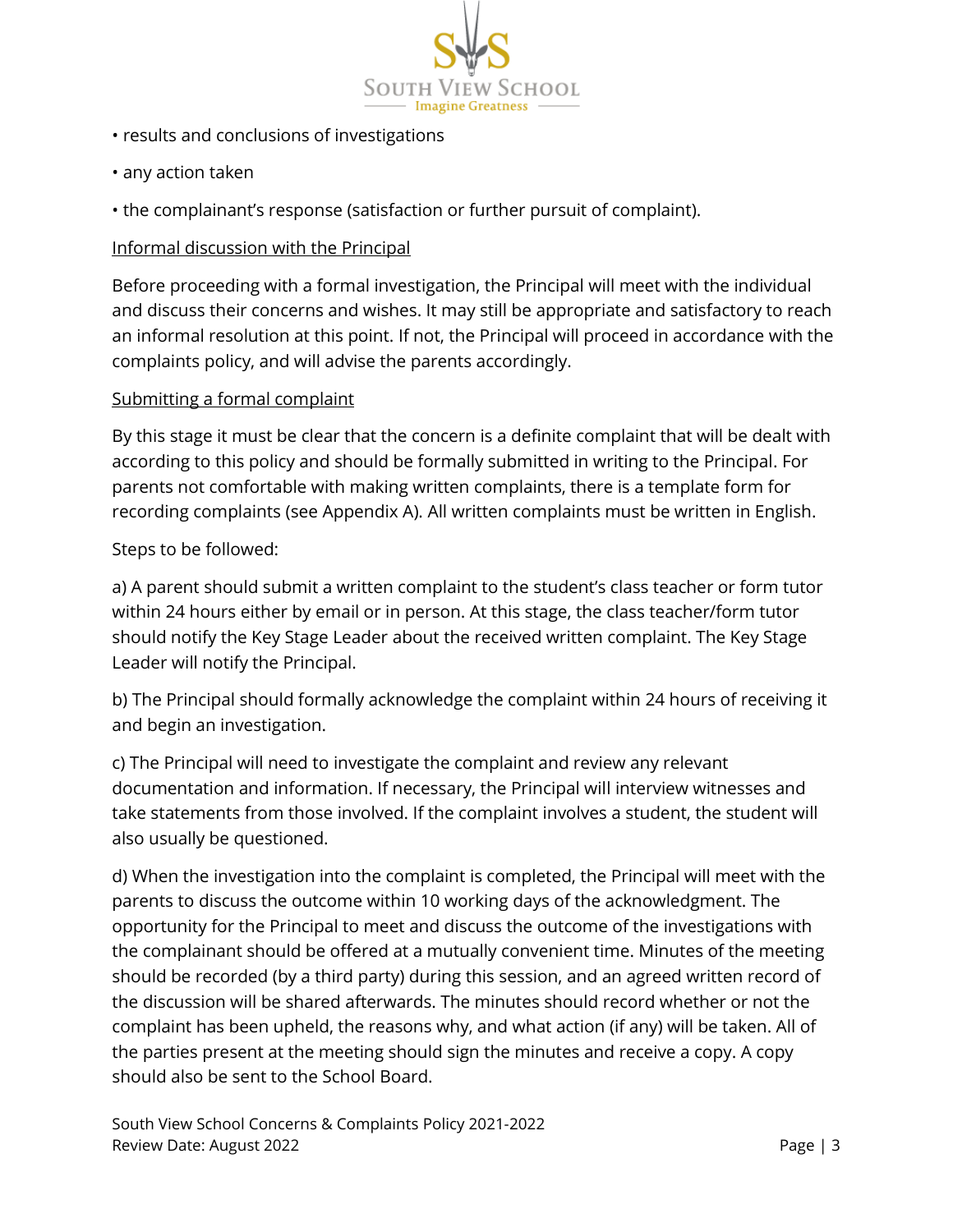- results and conclusions of investigations
- any action taken
- the complainant's response (satisfaction or further pursuit of complaint).

<u>Informal discussion with the Principal</u>

Before proceeding with a formal investigation, the Principal will meet with the individual and discuss their concerns and wishes. It may still be appropriate and satisfactory to reach an informal resolution at this point. If not, the Principal will proceed in accordance with the complaints policy, and will advise the parents accordingly.

<u>Submitting a formal complaint</u>

By this stage it must be clear that the concern is a definite complaint that will be dealt with according to this policy and should be formally submitted in writing to the Principal. For parents not comfortable with making written complaints, there is a template form for recording complaints (see Appendix A). All written complaints must be written in English.

Steps to be followed:

a) A parent should submit a written complaint to the student's class teacher or form tutor within 24 hours either by email or in person. At this stage, the class teacher/form tutor should notify the Key Stage Leader about the received written complaint. The Key Stage Leader will notify the Principal.

b) The Principal should formally acknowledge the complaint within 24 hours of receiving it and begin an investigation.

c) The Principal will need to investigate the complaint and review any relevant documentation and information. If necessary, the Principal will interview witnesses and take statements from those involved. If the complaint involves a student, the student will also usually be questioned.

d) When the investigation into the complaint is completed, the Principal will meet with the parents to discuss the outcome within 10 working days of the acknowledgment. The opportunity for the Principal to meet and discuss the outcome of the investigations with the complainant should be offered at a mutually convenient time. Minutes of the meeting should be recorded (by a third party) during this session, and an agreed written record of the discussion will be shared afterwards. The minutes should record whether or not the complaint has been upheld, the reasons why, and what action (if any) will be taken. All of the parties present at the meeting should sign the minutes and receive a copy. A copy should also be sent to the School Board.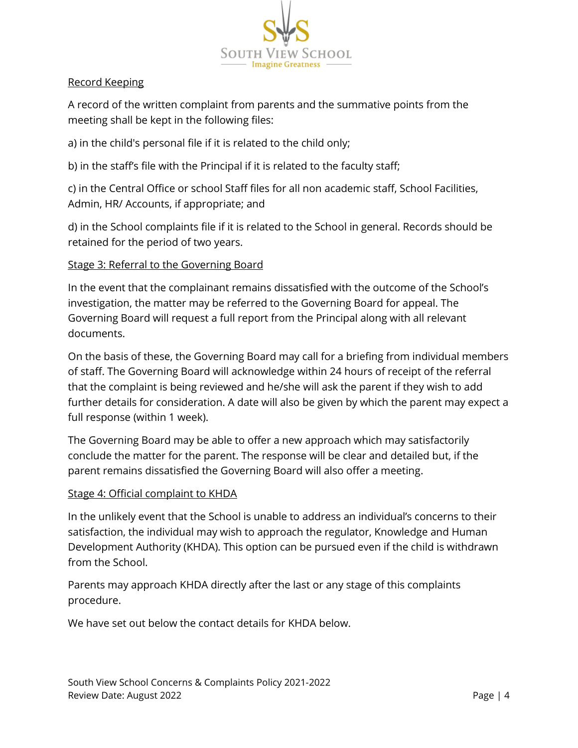## Record Keeping

A record of the written complaint from parents and the summative points from the meeting shall be kept in the following files:

a) in the child's personal file if it is related to the child only;

b) in the staff's file with the Principal if it is related to the faculty staff;

c) in the Central Office or school Staff files for all non academic staff, School Facilities, Admin, HR/ Accounts, if appropriate; and

d) in the School complaints file if it is related to the School in general. Records should be retained for the period of two years.

## Stage 3: Referral to the Governing Board

In the event that the complainant remains dissatisfied with the outcome of the School's investigation, the matter may be referred to the Governing Board for appeal. The Governing Board will request a full report from the Principal along with all relevant documents.

On the basis of these, the Governing Board may call for a briefing from individual members of staff. The Governing Board will acknowledge within 24 hours of receipt of the referral that the complaint is being reviewed and he/she will ask the parent if they wish to add further details for consideration. A date will also be given by which the parent may expect a full response (within 1 week).

The Governing Board may be able to offer a new approach which may satisfactorily conclude the matter for the parent. The response will be clear and detailed but, if the parent remains dissatisfied the Governing Board will also offer a meeting.

## Stage 4: Official complaint to KHDA

In the unlikely event that the School is unable to address an individual's concerns to their satisfaction, the individual may wish to approach the regulator, Knowledge and Human Development Authority (KHDA). This option can be pursued even if the child is withdrawn from the School.

Parents may approach KHDA directly after the last or any stage of this complaints procedure.

We have set out below the contact details for KHDA below.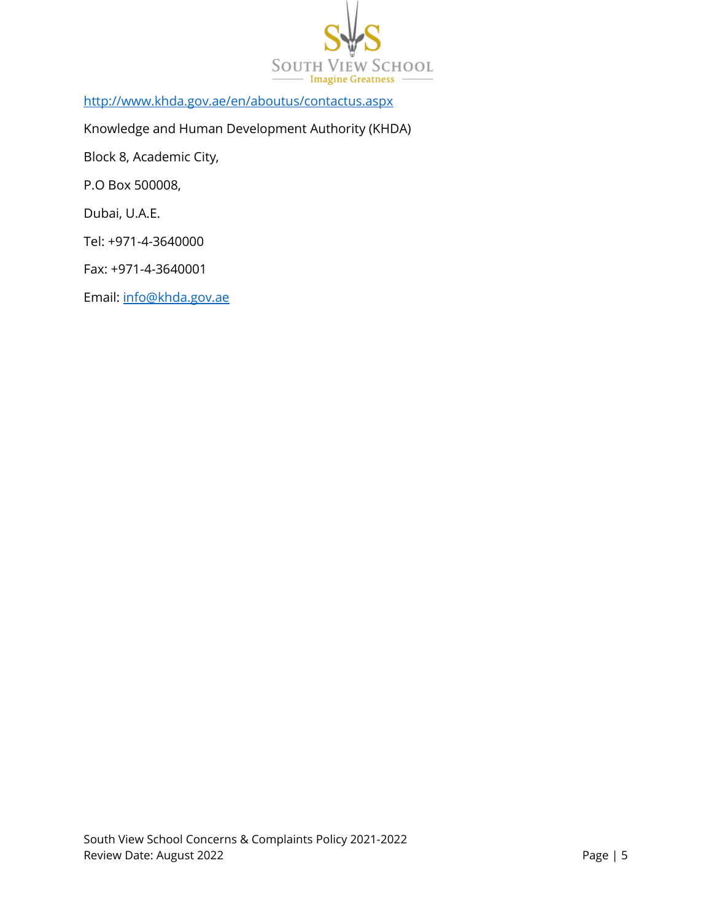http://www.khda.gov.ae/en/aboutus/contactus.aspx

Knowledge and Human Development Authority (KHDA)

Block 8, Academic City,

P.O Box 500008,

Dubai, U.A.E.

Tel: +971-4-3640000

Fax: +971-4-3640001

Email: info@khda.gov.ae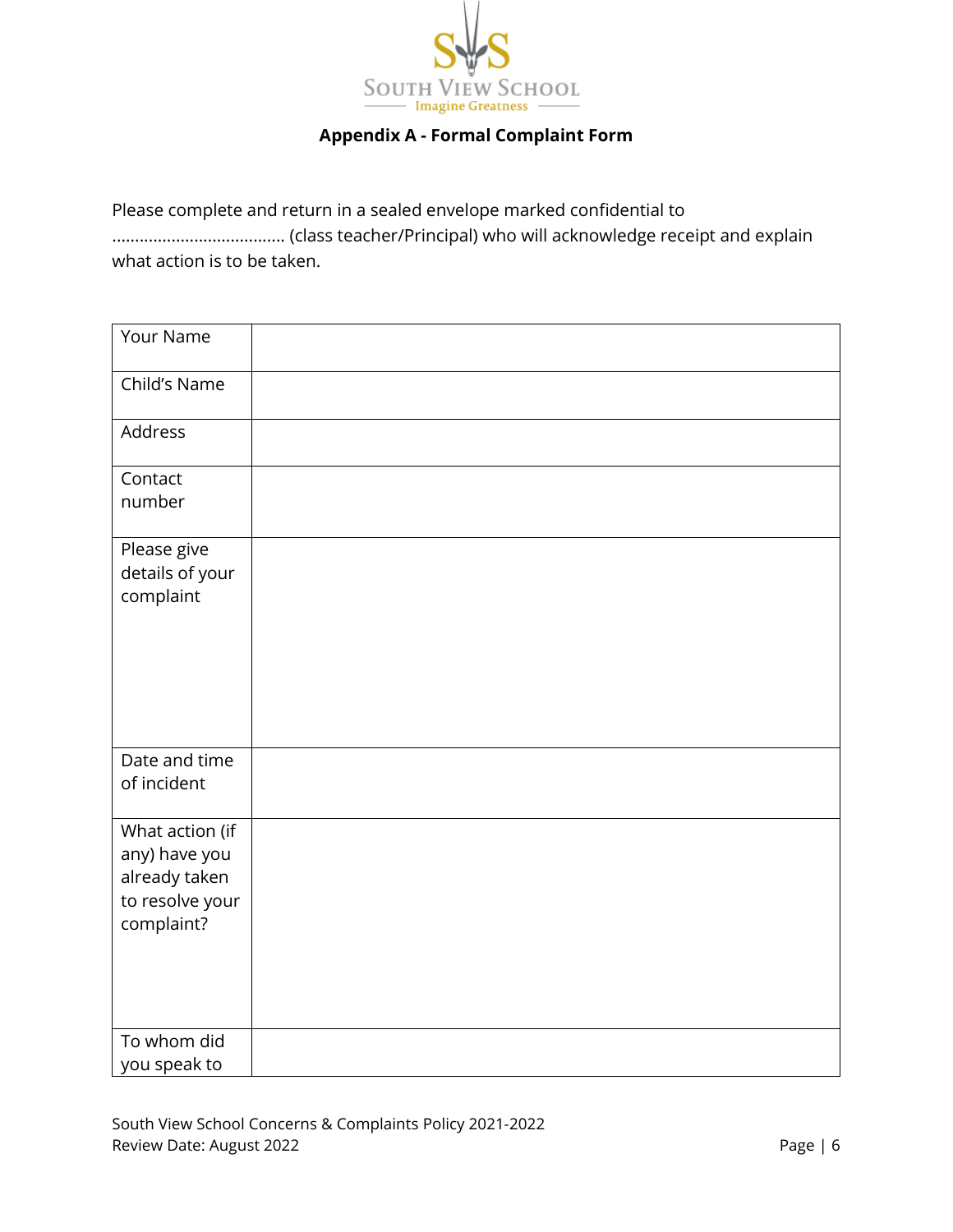SOUTH VIEW SCHOOL
Imagine Greatness

## Appendix A - Formal Complaint Form

Please complete and return in a sealed envelope marked confidential to ..................................... (class teacher/Principal) who will acknowledge receipt and explain what action is to be taken.

| | |
|---|---|
| Your Name | |
| Child's Name | |
| Address | |
| Contact number | |
| Please give details of your complaint | |
| Date and time of incident | |
| What action (if any) have you already taken to resolve your complaint? | |
| To whom did you speak to | |

South View School Concerns & Complaints Policy 2021-2022
Review Date: August 2022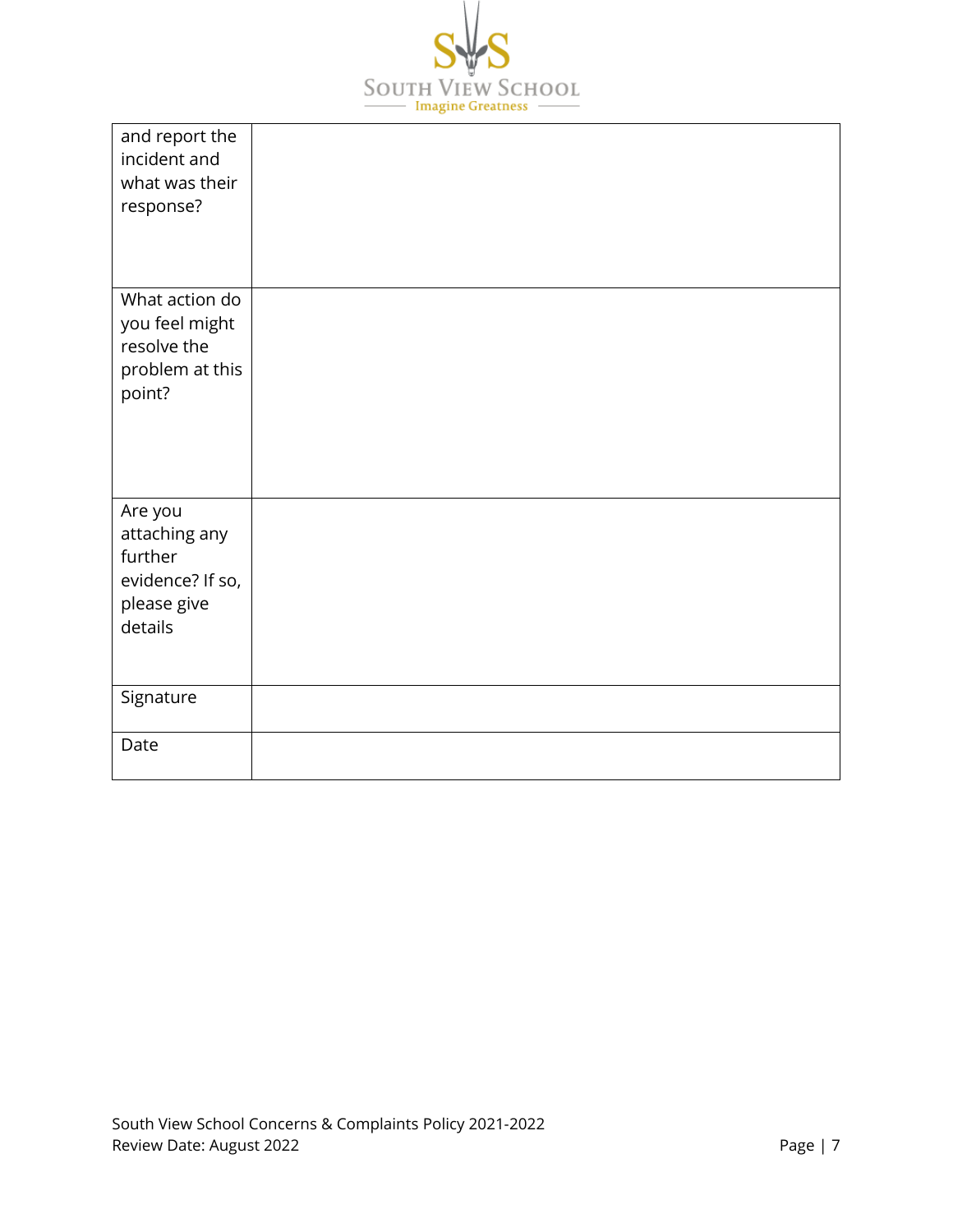| | |
|---|---|
| and report the incident and what was their response? | |
| What action do you feel might resolve the problem at this point? | |
| Are you attaching any further evidence? If so, please give details | |
| Signature | |
| Date | |